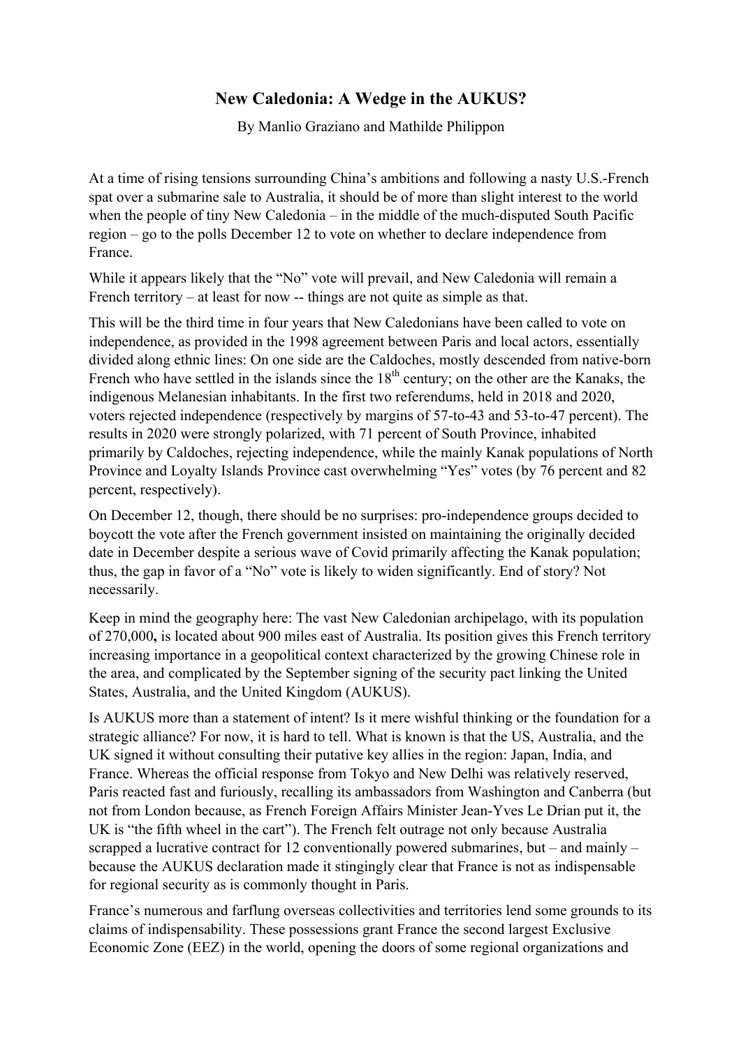# New Caledonia: A Wedge in the AUKUS?

By Manlio Graziano and Mathilde Philippon

At a time of rising tensions surrounding China's ambitions and following a nasty U.S.-French spat over a submarine sale to Australia, it should be of more than slight interest to the world when the people of tiny New Caledonia – in the middle of the much-disputed South Pacific region – go to the polls December 12 to vote on whether to declare independence from France.

While it appears likely that the "No" vote will prevail, and New Caledonia will remain a French territory – at least for now -- things are not quite as simple as that.

This will be the third time in four years that New Caledonians have been called to vote on independence, as provided in the 1998 agreement between Paris and local actors, essentially divided along ethnic lines: On one side are the Caldoches, mostly descended from native-born French who have settled in the islands since the 18th century; on the other are the Kanaks, the indigenous Melanesian inhabitants. In the first two referendums, held in 2018 and 2020, voters rejected independence (respectively by margins of 57-to-43 and 53-to-47 percent). The results in 2020 were strongly polarized, with 71 percent of South Province, inhabited primarily by Caldoches, rejecting independence, while the mainly Kanak populations of North Province and Loyalty Islands Province cast overwhelming "Yes" votes (by 76 percent and 82 percent, respectively).

On December 12, though, there should be no surprises: pro-independence groups decided to boycott the vote after the French government insisted on maintaining the originally decided date in December despite a serious wave of Covid primarily affecting the Kanak population; thus, the gap in favor of a "No" vote is likely to widen significantly. End of story? Not necessarily.

Keep in mind the geography here: The vast New Caledonian archipelago, with its population of 270,000**,** is located about 900 miles east of Australia. Its position gives this French territory increasing importance in a geopolitical context characterized by the growing Chinese role in the area, and complicated by the September signing of the security pact linking the United States, Australia, and the United Kingdom (AUKUS).

Is AUKUS more than a statement of intent? Is it mere wishful thinking or the foundation for a strategic alliance? For now, it is hard to tell. What is known is that the US, Australia, and the UK signed it without consulting their putative key allies in the region: Japan, India, and France. Whereas the official response from Tokyo and New Delhi was relatively reserved, Paris reacted fast and furiously, recalling its ambassadors from Washington and Canberra (but not from London because, as French Foreign Affairs Minister Jean-Yves Le Drian put it, the UK is "the fifth wheel in the cart"). The French felt outrage not only because Australia scrapped a lucrative contract for 12 conventionally powered submarines, but – and mainly – because the AUKUS declaration made it stingingly clear that France is not as indispensable for regional security as is commonly thought in Paris.

France's numerous and farflung overseas collectivities and territories lend some grounds to its claims of indispensability. These possessions grant France the second largest Exclusive Economic Zone (EEZ) in the world, opening the doors of some regional organizations and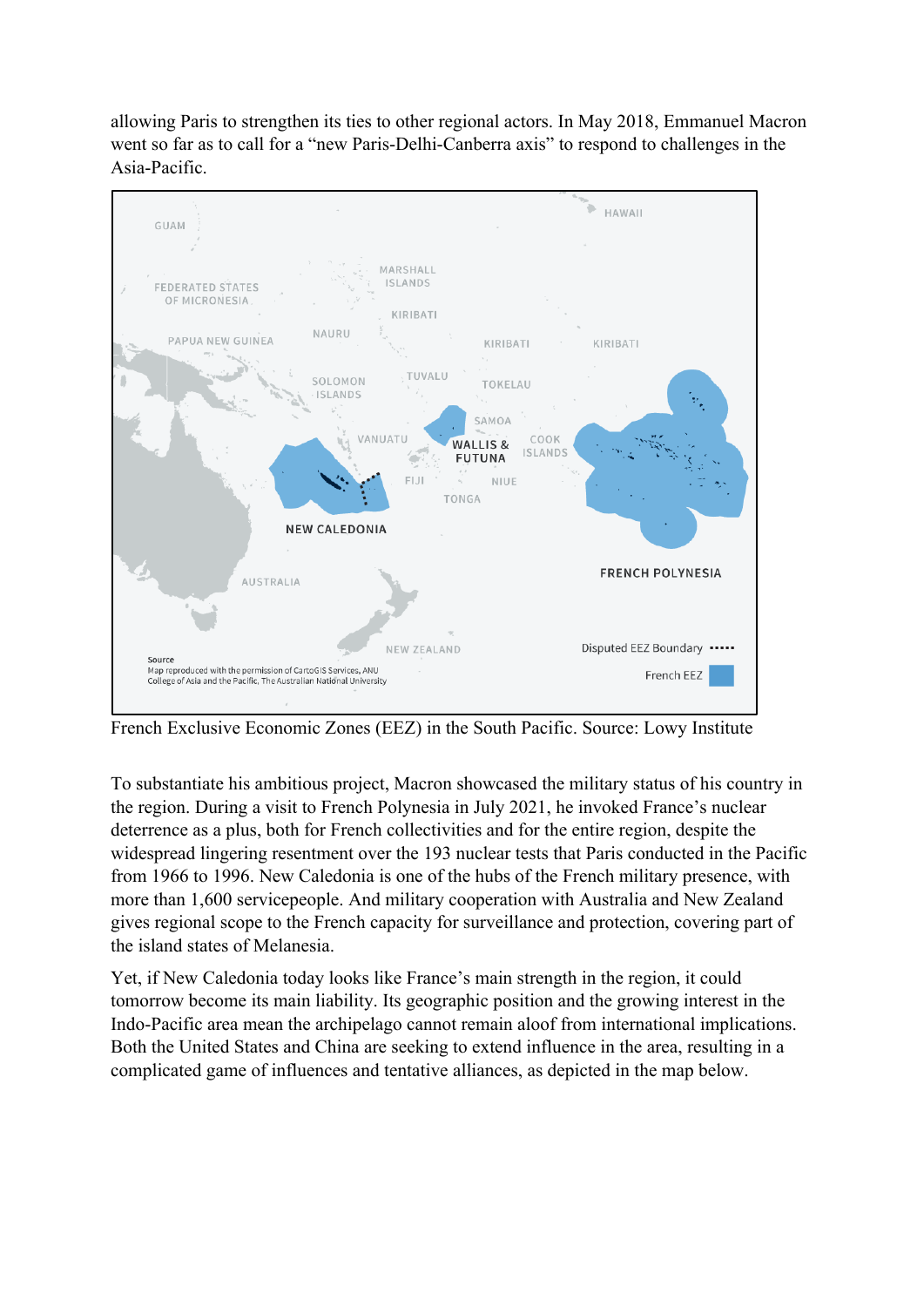allowing Paris to strengthen its ties to other regional actors. In May 2018, Emmanuel Macron went so far as to call for a "new Paris-Delhi-Canberra axis" to respond to challenges in the Asia-Pacific.

French Exclusive Economic Zones (EEZ) in the South Pacific. Source: Lowy Institute

To substantiate his ambitious project, Macron showcased the military status of his country in the region. During a visit to French Polynesia in July 2021, he invoked France's nuclear deterrence as a plus, both for French collectivities and for the entire region, despite the widespread lingering resentment over the 193 nuclear tests that Paris conducted in the Pacific from 1966 to 1996. New Caledonia is one of the hubs of the French military presence, with more than 1,600 servicepeople. And military cooperation with Australia and New Zealand gives regional scope to the French capacity for surveillance and protection, covering part of the island states of Melanesia.

Yet, if New Caledonia today looks like France's main strength in the region, it could tomorrow become its main liability. Its geographic position and the growing interest in the Indo-Pacific area mean the archipelago cannot remain aloof from international implications. Both the United States and China are seeking to extend influence in the area, resulting in a complicated game of influences and tentative alliances, as depicted in the map below.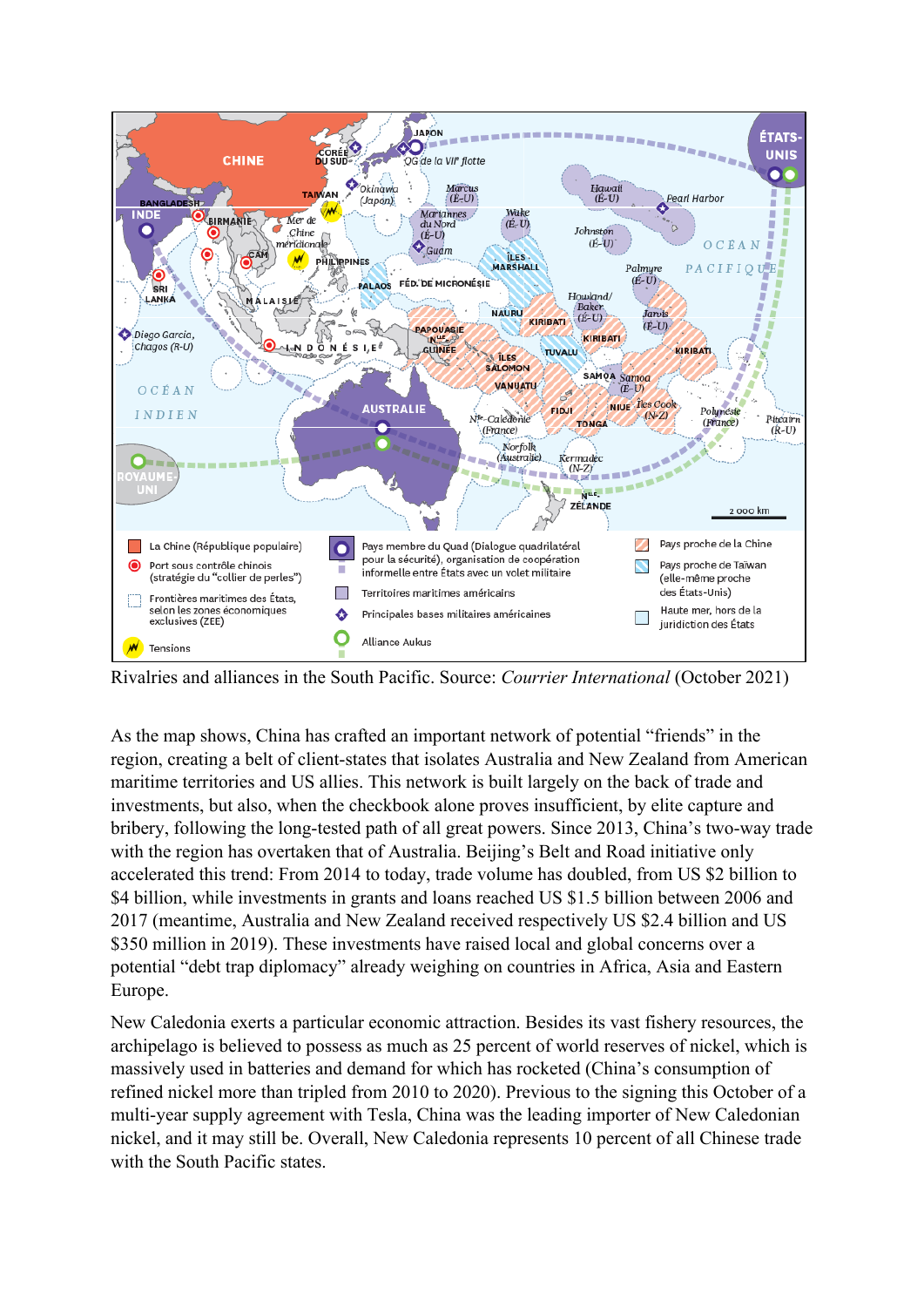Rivalries and alliances in the South Pacific. Source: *Courrier International* (October 2021)

As the map shows, China has crafted an important network of potential "friends" in the region, creating a belt of client-states that isolates Australia and New Zealand from American maritime territories and US allies. This network is built largely on the back of trade and investments, but also, when the checkbook alone proves insufficient, by elite capture and bribery, following the long-tested path of all great powers. Since 2013, China's two-way trade with the region has overtaken that of Australia. Beijing's Belt and Road initiative only accelerated this trend: From 2014 to today, trade volume has doubled, from US $2 billion to $4 billion, while investments in grants and loans reached US $1.5 billion between 2006 and 2017 (meantime, Australia and New Zealand received respectively US $2.4 billion and US $350 million in 2019). These investments have raised local and global concerns over a potential "debt trap diplomacy" already weighing on countries in Africa, Asia and Eastern Europe.

New Caledonia exerts a particular economic attraction. Besides its vast fishery resources, the archipelago is believed to possess as much as 25 percent of world reserves of nickel, which is massively used in batteries and demand for which has rocketed (China's consumption of refined nickel more than tripled from 2010 to 2020). Previous to the signing this October of a multi-year supply agreement with Tesla, China was the leading importer of New Caledonian nickel, and it may still be. Overall, New Caledonia represents 10 percent of all Chinese trade with the South Pacific states.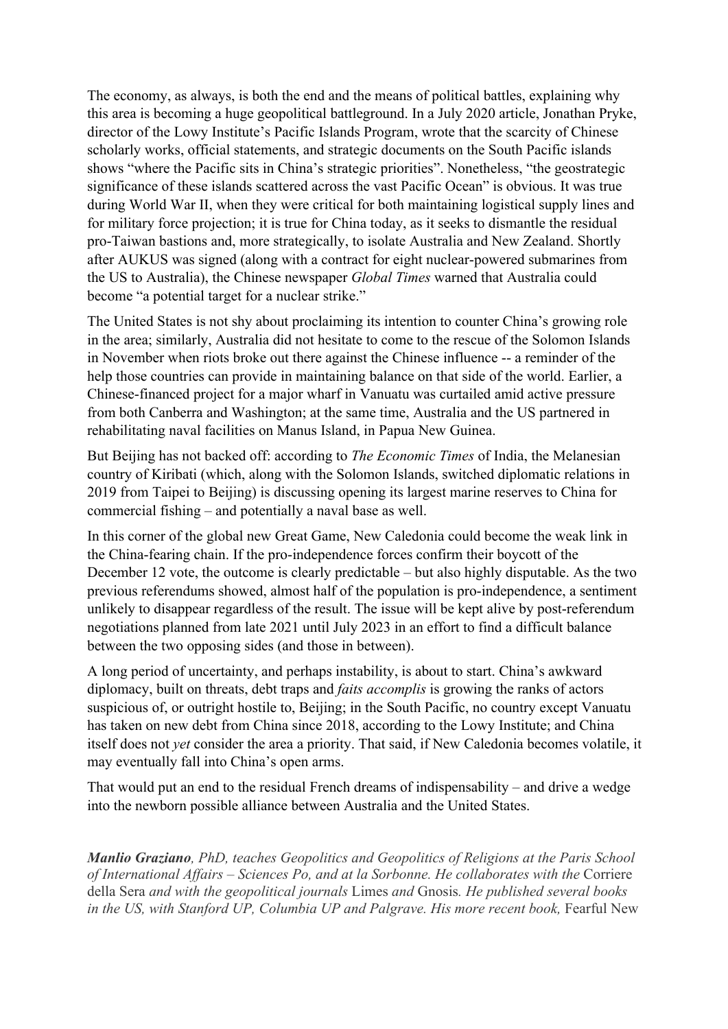The economy, as always, is both the end and the means of political battles, explaining why this area is becoming a huge geopolitical battleground. In a July 2020 article, Jonathan Pryke, director of the Lowy Institute's Pacific Islands Program, wrote that the scarcity of Chinese scholarly works, official statements, and strategic documents on the South Pacific islands shows "where the Pacific sits in China's strategic priorities". Nonetheless, "the geostrategic significance of these islands scattered across the vast Pacific Ocean" is obvious. It was true during World War II, when they were critical for both maintaining logistical supply lines and for military force projection; it is true for China today, as it seeks to dismantle the residual pro-Taiwan bastions and, more strategically, to isolate Australia and New Zealand. Shortly after AUKUS was signed (along with a contract for eight nuclear-powered submarines from the US to Australia), the Chinese newspaper *Global Times* warned that Australia could become "a potential target for a nuclear strike."

The United States is not shy about proclaiming its intention to counter China's growing role in the area; similarly, Australia did not hesitate to come to the rescue of the Solomon Islands in November when riots broke out there against the Chinese influence -- a reminder of the help those countries can provide in maintaining balance on that side of the world. Earlier, a Chinese-financed project for a major wharf in Vanuatu was curtailed amid active pressure from both Canberra and Washington; at the same time, Australia and the US partnered in rehabilitating naval facilities on Manus Island, in Papua New Guinea.

But Beijing has not backed off: according to *The Economic Times* of India, the Melanesian country of Kiribati (which, along with the Solomon Islands, switched diplomatic relations in 2019 from Taipei to Beijing) is discussing opening its largest marine reserves to China for commercial fishing – and potentially a naval base as well.

In this corner of the global new Great Game, New Caledonia could become the weak link in the China-fearing chain. If the pro-independence forces confirm their boycott of the December 12 vote, the outcome is clearly predictable – but also highly disputable. As the two previous referendums showed, almost half of the population is pro-independence, a sentiment unlikely to disappear regardless of the result. The issue will be kept alive by post-referendum negotiations planned from late 2021 until July 2023 in an effort to find a difficult balance between the two opposing sides (and those in between).

A long period of uncertainty, and perhaps instability, is about to start. China's awkward diplomacy, built on threats, debt traps and *faits accomplis* is growing the ranks of actors suspicious of, or outright hostile to, Beijing; in the South Pacific, no country except Vanuatu has taken on new debt from China since 2018, according to the Lowy Institute; and China itself does not *yet* consider the area a priority. That said, if New Caledonia becomes volatile, it may eventually fall into China's open arms.

That would put an end to the residual French dreams of indispensability – and drive a wedge into the newborn possible alliance between Australia and the United States.

***Manlio Graziano**, PhD, teaches Geopolitics and Geopolitics of Religions at the Paris School of International Affairs – Sciences Po, and at la Sorbonne. He collaborates with the* Corriere della Sera *and with the geopolitical journals* Limes *and* Gnosis*. He published several books in the US, with Stanford UP, Columbia UP and Palgrave. His more recent book,* Fearful New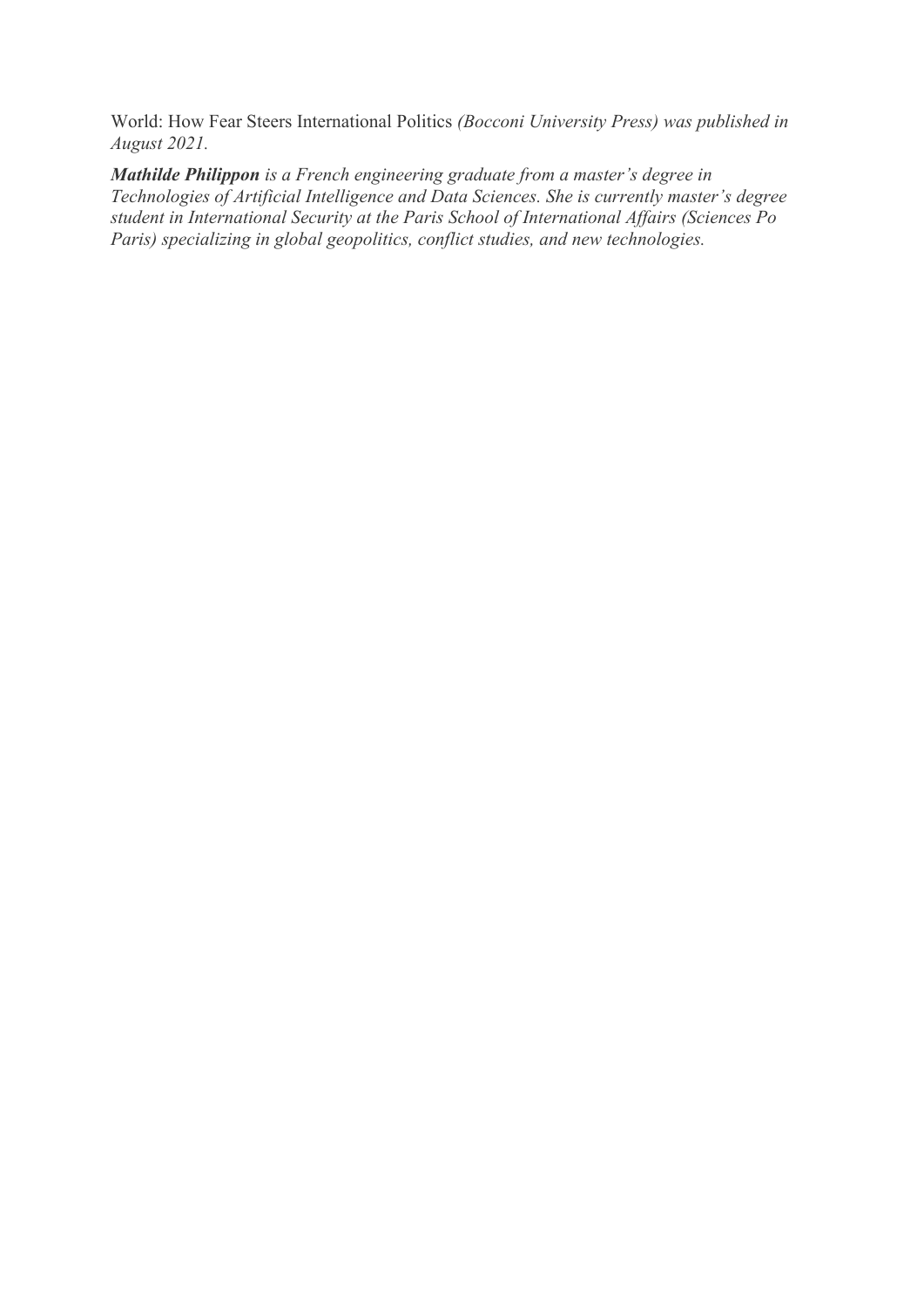World: How Fear Steers International Politics *(Bocconi University Press) was published in August 2021.*

***Mathilde Philippon*** *is a French engineering graduate from a master's degree in Technologies of Artificial Intelligence and Data Sciences. She is currently master's degree student in International Security at the Paris School of International Affairs (Sciences Po Paris) specializing in global geopolitics, conflict studies, and new technologies.*